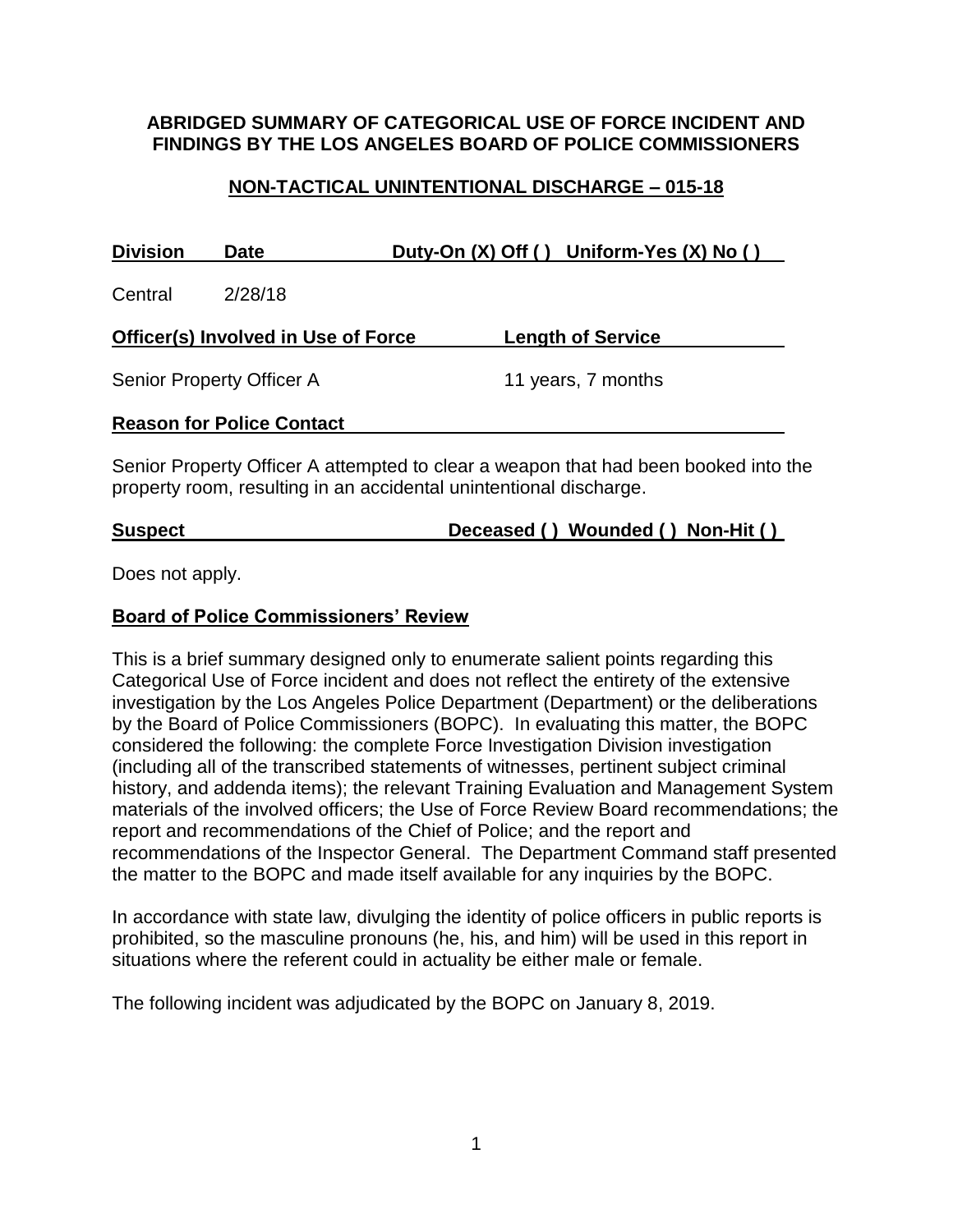**ABRIDGED SUMMARY OF CATEGORICAL USE OF FORCE INCIDENT AND FINDINGS BY THE LOS ANGELES BOARD OF POLICE COMMISSIONERS**

**NON-TACTICAL UNINTENTIONAL DISCHARGE – 015-18**

| Division | Date | Duty-On (X) Off ( ) Uniform-Yes (X) No ( ) |
|---|---|---|
| Central | 2/28/18 | |

| Officer(s) Involved in Use of Force | Length of Service |
|---|---|
| Senior Property Officer A | 11 years, 7 months |

**Reason for Police Contact**

Senior Property Officer A attempted to clear a weapon that had been booked into the property room, resulting in an accidental unintentional discharge.

**Suspect** **Deceased ( ) Wounded ( ) Non-Hit ( )**

Does not apply.

**Board of Police Commissioners' Review**

This is a brief summary designed only to enumerate salient points regarding this Categorical Use of Force incident and does not reflect the entirety of the extensive investigation by the Los Angeles Police Department (Department) or the deliberations by the Board of Police Commissioners (BOPC). In evaluating this matter, the BOPC considered the following: the complete Force Investigation Division investigation (including all of the transcribed statements of witnesses, pertinent subject criminal history, and addenda items); the relevant Training Evaluation and Management System materials of the involved officers; the Use of Force Review Board recommendations; the report and recommendations of the Chief of Police; and the report and recommendations of the Inspector General. The Department Command staff presented the matter to the BOPC and made itself available for any inquiries by the BOPC.

In accordance with state law, divulging the identity of police officers in public reports is prohibited, so the masculine pronouns (he, his, and him) will be used in this report in situations where the referent could in actuality be either male or female.

The following incident was adjudicated by the BOPC on January 8, 2019.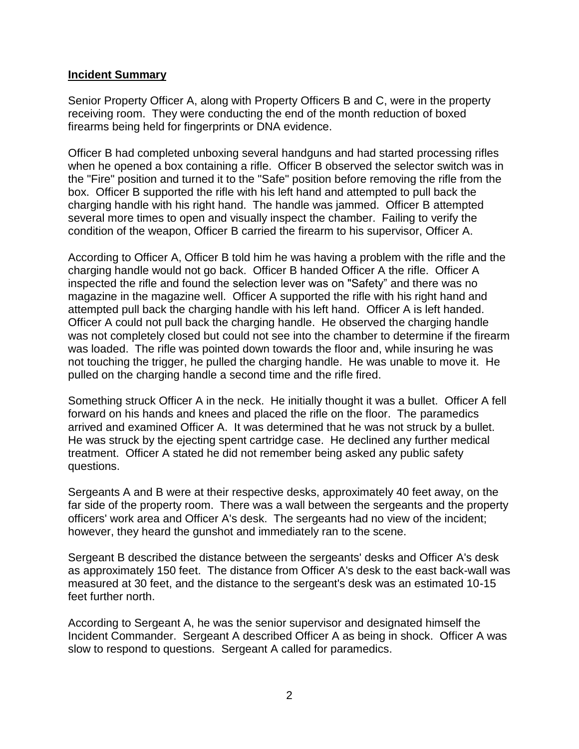**Incident Summary**

Senior Property Officer A, along with Property Officers B and C, were in the property receiving room. They were conducting the end of the month reduction of boxed firearms being held for fingerprints or DNA evidence.

Officer B had completed unboxing several handguns and had started processing rifles when he opened a box containing a rifle. Officer B observed the selector switch was in the "Fire" position and turned it to the "Safe" position before removing the rifle from the box. Officer B supported the rifle with his left hand and attempted to pull back the charging handle with his right hand. The handle was jammed. Officer B attempted several more times to open and visually inspect the chamber. Failing to verify the condition of the weapon, Officer B carried the firearm to his supervisor, Officer A.

According to Officer A, Officer B told him he was having a problem with the rifle and the charging handle would not go back. Officer B handed Officer A the rifle. Officer A inspected the rifle and found the selection lever was on "Safety" and there was no magazine in the magazine well. Officer A supported the rifle with his right hand and attempted pull back the charging handle with his left hand. Officer A is left handed. Officer A could not pull back the charging handle. He observed the charging handle was not completely closed but could not see into the chamber to determine if the firearm was loaded. The rifle was pointed down towards the floor and, while insuring he was not touching the trigger, he pulled the charging handle. He was unable to move it. He pulled on the charging handle a second time and the rifle fired.

Something struck Officer A in the neck. He initially thought it was a bullet. Officer A fell forward on his hands and knees and placed the rifle on the floor. The paramedics arrived and examined Officer A. It was determined that he was not struck by a bullet. He was struck by the ejecting spent cartridge case. He declined any further medical treatment. Officer A stated he did not remember being asked any public safety questions.

Sergeants A and B were at their respective desks, approximately 40 feet away, on the far side of the property room. There was a wall between the sergeants and the property officers' work area and Officer A's desk. The sergeants had no view of the incident; however, they heard the gunshot and immediately ran to the scene.

Sergeant B described the distance between the sergeants' desks and Officer A's desk as approximately 150 feet. The distance from Officer A's desk to the east back-wall was measured at 30 feet, and the distance to the sergeant's desk was an estimated 10-15 feet further north.

According to Sergeant A, he was the senior supervisor and designated himself the Incident Commander. Sergeant A described Officer A as being in shock. Officer A was slow to respond to questions. Sergeant A called for paramedics.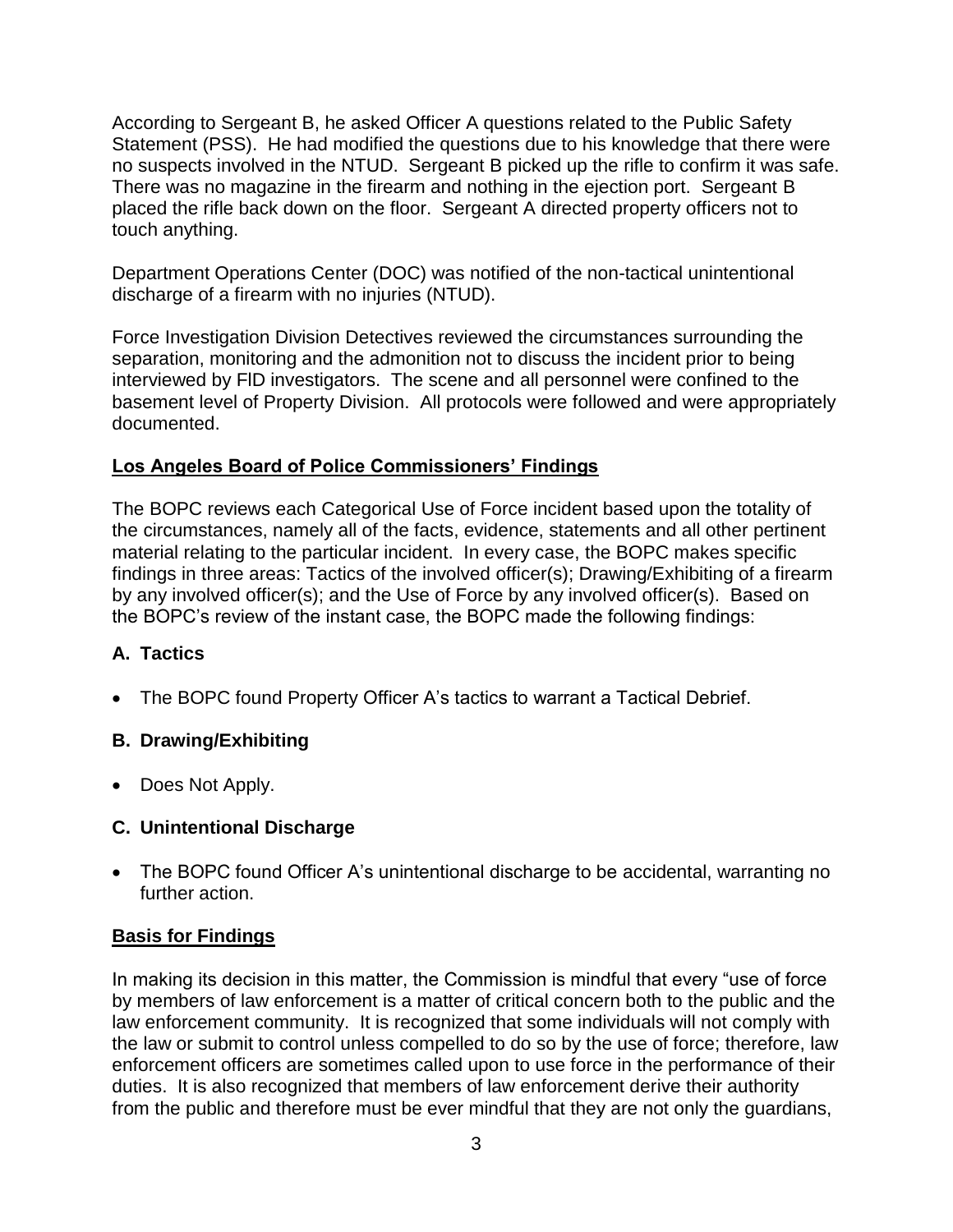According to Sergeant B, he asked Officer A questions related to the Public Safety Statement (PSS). He had modified the questions due to his knowledge that there were no suspects involved in the NTUD. Sergeant B picked up the rifle to confirm it was safe. There was no magazine in the firearm and nothing in the ejection port. Sergeant B placed the rifle back down on the floor. Sergeant A directed property officers not to touch anything.

Department Operations Center (DOC) was notified of the non-tactical unintentional discharge of a firearm with no injuries (NTUD).

Force Investigation Division Detectives reviewed the circumstances surrounding the separation, monitoring and the admonition not to discuss the incident prior to being interviewed by FID investigators. The scene and all personnel were confined to the basement level of Property Division. All protocols were followed and were appropriately documented.

## Los Angeles Board of Police Commissioners' Findings

The BOPC reviews each Categorical Use of Force incident based upon the totality of the circumstances, namely all of the facts, evidence, statements and all other pertinent material relating to the particular incident. In every case, the BOPC makes specific findings in three areas: Tactics of the involved officer(s); Drawing/Exhibiting of a firearm by any involved officer(s); and the Use of Force by any involved officer(s). Based on the BOPC's review of the instant case, the BOPC made the following findings:

### A. Tactics

- The BOPC found Property Officer A's tactics to warrant a Tactical Debrief.

### B. Drawing/Exhibiting

- Does Not Apply.

### C. Unintentional Discharge

- The BOPC found Officer A's unintentional discharge to be accidental, warranting no further action.

## Basis for Findings

In making its decision in this matter, the Commission is mindful that every "use of force by members of law enforcement is a matter of critical concern both to the public and the law enforcement community. It is recognized that some individuals will not comply with the law or submit to control unless compelled to do so by the use of force; therefore, law enforcement officers are sometimes called upon to use force in the performance of their duties. It is also recognized that members of law enforcement derive their authority from the public and therefore must be ever mindful that they are not only the guardians,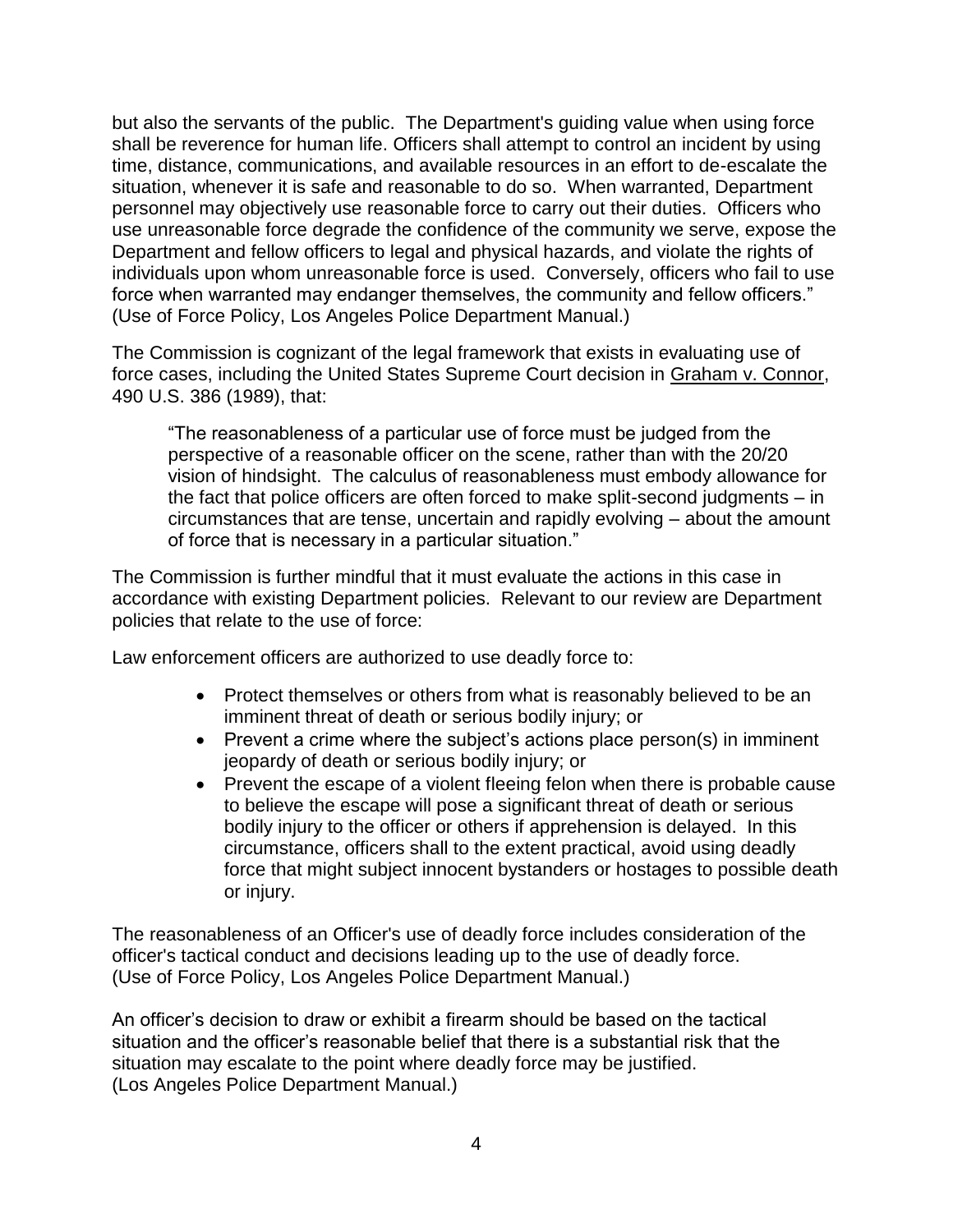but also the servants of the public. The Department's guiding value when using force shall be reverence for human life. Officers shall attempt to control an incident by using time, distance, communications, and available resources in an effort to de-escalate the situation, whenever it is safe and reasonable to do so. When warranted, Department personnel may objectively use reasonable force to carry out their duties. Officers who use unreasonable force degrade the confidence of the community we serve, expose the Department and fellow officers to legal and physical hazards, and violate the rights of individuals upon whom unreasonable force is used. Conversely, officers who fail to use force when warranted may endanger themselves, the community and fellow officers." (Use of Force Policy, Los Angeles Police Department Manual.)

The Commission is cognizant of the legal framework that exists in evaluating use of force cases, including the United States Supreme Court decision in Graham v. Connor, 490 U.S. 386 (1989), that:

> "The reasonableness of a particular use of force must be judged from the perspective of a reasonable officer on the scene, rather than with the 20/20 vision of hindsight. The calculus of reasonableness must embody allowance for the fact that police officers are often forced to make split-second judgments – in circumstances that are tense, uncertain and rapidly evolving – about the amount of force that is necessary in a particular situation."

The Commission is further mindful that it must evaluate the actions in this case in accordance with existing Department policies. Relevant to our review are Department policies that relate to the use of force:

Law enforcement officers are authorized to use deadly force to:

- Protect themselves or others from what is reasonably believed to be an imminent threat of death or serious bodily injury; or
- Prevent a crime where the subject's actions place person(s) in imminent jeopardy of death or serious bodily injury; or
- Prevent the escape of a violent fleeing felon when there is probable cause to believe the escape will pose a significant threat of death or serious bodily injury to the officer or others if apprehension is delayed. In this circumstance, officers shall to the extent practical, avoid using deadly force that might subject innocent bystanders or hostages to possible death or injury.

The reasonableness of an Officer's use of deadly force includes consideration of the officer's tactical conduct and decisions leading up to the use of deadly force. (Use of Force Policy, Los Angeles Police Department Manual.)

An officer's decision to draw or exhibit a firearm should be based on the tactical situation and the officer's reasonable belief that there is a substantial risk that the situation may escalate to the point where deadly force may be justified. (Los Angeles Police Department Manual.)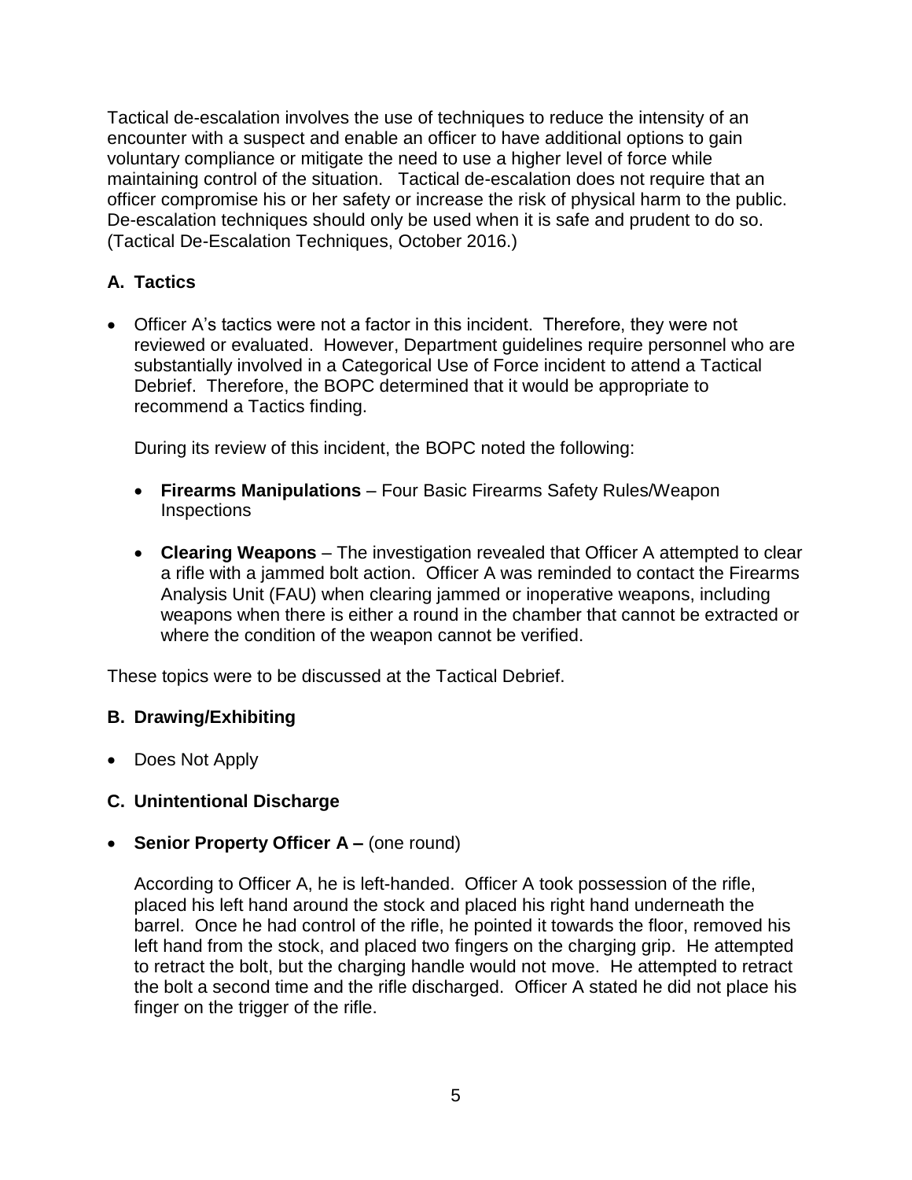Tactical de-escalation involves the use of techniques to reduce the intensity of an encounter with a suspect and enable an officer to have additional options to gain voluntary compliance or mitigate the need to use a higher level of force while maintaining control of the situation. Tactical de-escalation does not require that an officer compromise his or her safety or increase the risk of physical harm to the public. De-escalation techniques should only be used when it is safe and prudent to do so. (Tactical De-Escalation Techniques, October 2016.)

### A. Tactics

- Officer A's tactics were not a factor in this incident. Therefore, they were not reviewed or evaluated. However, Department guidelines require personnel who are substantially involved in a Categorical Use of Force incident to attend a Tactical Debrief. Therefore, the BOPC determined that it would be appropriate to recommend a Tactics finding.

  During its review of this incident, the BOPC noted the following:

  - **Firearms Manipulations** – Four Basic Firearms Safety Rules/Weapon Inspections

  - **Clearing Weapons** – The investigation revealed that Officer A attempted to clear a rifle with a jammed bolt action. Officer A was reminded to contact the Firearms Analysis Unit (FAU) when clearing jammed or inoperative weapons, including weapons when there is either a round in the chamber that cannot be extracted or where the condition of the weapon cannot be verified.

These topics were to be discussed at the Tactical Debrief.

### B. Drawing/Exhibiting

- Does Not Apply

### C. Unintentional Discharge

- **Senior Property Officer A –** (one round)

  According to Officer A, he is left-handed. Officer A took possession of the rifle, placed his left hand around the stock and placed his right hand underneath the barrel. Once he had control of the rifle, he pointed it towards the floor, removed his left hand from the stock, and placed two fingers on the charging grip. He attempted to retract the bolt, but the charging handle would not move. He attempted to retract the bolt a second time and the rifle discharged. Officer A stated he did not place his finger on the trigger of the rifle.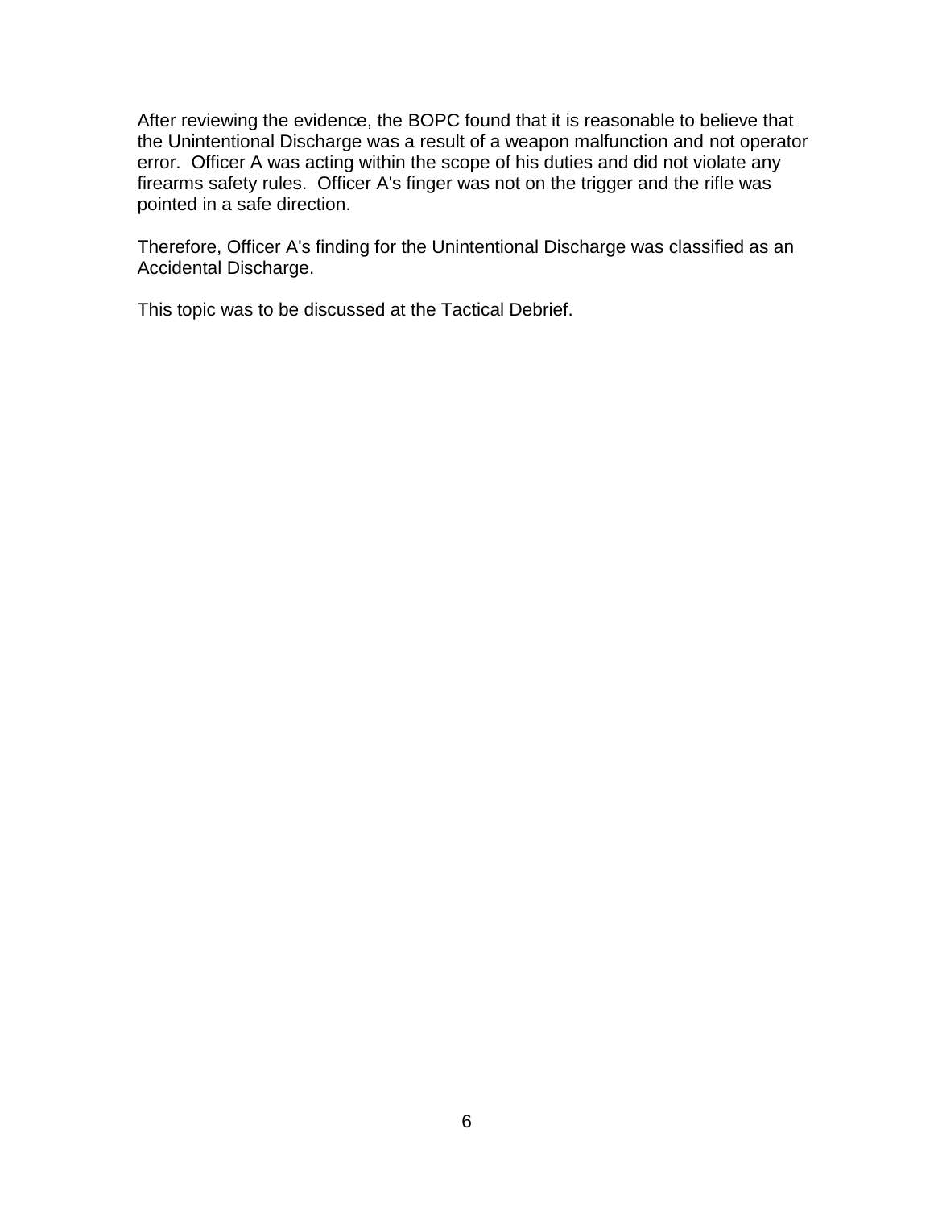After reviewing the evidence, the BOPC found that it is reasonable to believe that the Unintentional Discharge was a result of a weapon malfunction and not operator error. Officer A was acting within the scope of his duties and did not violate any firearms safety rules. Officer A's finger was not on the trigger and the rifle was pointed in a safe direction.

Therefore, Officer A's finding for the Unintentional Discharge was classified as an Accidental Discharge.

This topic was to be discussed at the Tactical Debrief.